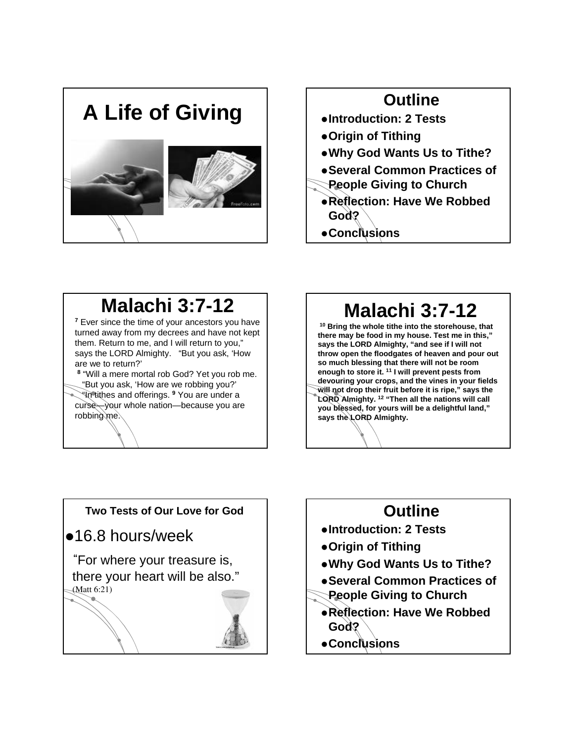# A Life of Giving

## Outline

- **Introduction: 2 Tests**
- **Origin of Tithing**
- **Why God Wants Us to Tithe?**
- **Several Common Practices of People Giving to Church**
- **Reflection: Have We Robbed God?**
- **Conclusions**

## Malachi 3:7-12

[7] Ever since the time of your ancestors you have turned away from my decrees and have not kept them. Return to me, and I will return to you," says the LORD Almighty. "But you ask, 'How are we to return?'

[8] "Will a mere mortal rob God? Yet you rob me. "But you ask, 'How are we robbing you?' "In tithes and offerings. [9] You are under a curse—your whole nation—because you are robbing me.

## Malachi 3:7-12

**[10] Bring the whole tithe into the storehouse, that there may be food in my house. Test me in this," says the LORD Almighty, "and see if I will not throw open the floodgates of heaven and pour out so much blessing that there will not be room enough to store it. [11] I will prevent pests from devouring your crops, and the vines in your fields will not drop their fruit before it is ripe," says the LORD Almighty. [12] "Then all the nations will call you blessed, for yours will be a delightful land," says the LORD Almighty.**

**Two Tests of Our Love for God**

- 16.8 hours/week

"For where your treasure is, there your heart will be also." (Matt 6:21)

## Outline

- **Introduction: 2 Tests**
- **Origin of Tithing**
- **Why God Wants Us to Tithe?**
- **Several Common Practices of People Giving to Church**
- **Reflection: Have We Robbed God?**
- **Conclusions**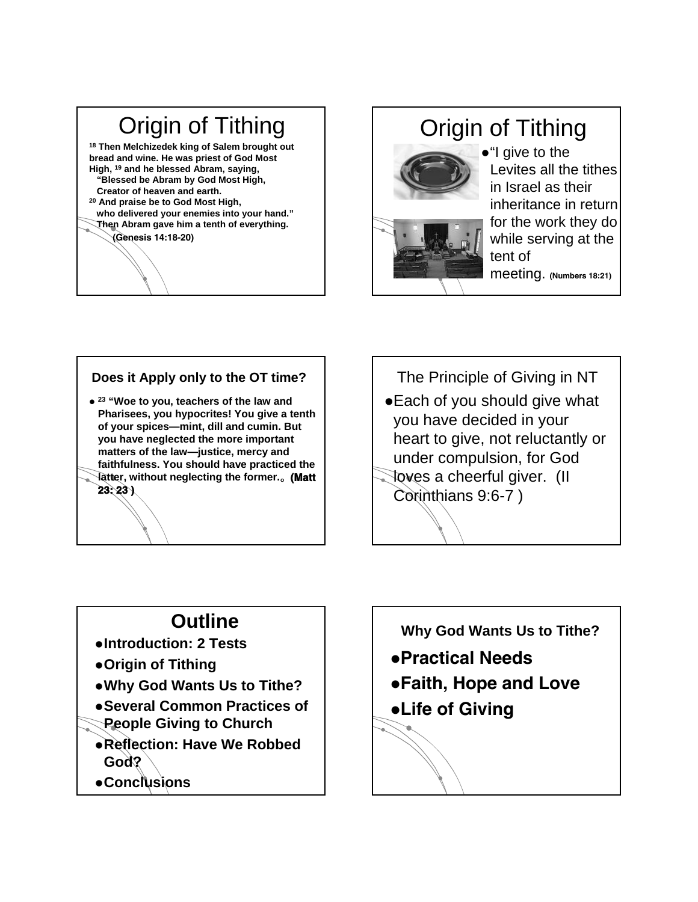## Origin of Tithing

[18] **Then Melchizedek king of Salem brought out bread and wine. He was priest of God Most High,** [19] **and he blessed Abram, saying,**
**"Blessed be Abram by God Most High,**
**Creator of heaven and earth.**
[20] **And praise be to God Most High,**
**who delivered your enemies into your hand."**
**Then Abram gave him a tenth of everything.**
**(Genesis 14:18-20)**

## Origin of Tithing

- "I give to the Levites all the tithes in Israel as their inheritance in return for the work they do while serving at the tent of meeting. **(Numbers 18:21)**

### Does it Apply only to the OT time?

- [23] **"Woe to you, teachers of the law and Pharisees, you hypocrites! You give a tenth of your spices—mint, dill and cumin. But you have neglected the more important matters of the law—justice, mercy and faithfulness. You should have practiced the latter, without neglecting the former.。 (Matt 23: 23 )**

### The Principle of Giving in NT

- Each of you should give what you have decided in your heart to give, not reluctantly or under compulsion, for God loves a cheerful giver. (II Corinthians 9:6-7 )

## Outline

- **Introduction: 2 Tests**
- **Origin of Tithing**
- **Why God Wants Us to Tithe?**
- **Several Common Practices of People Giving to Church**
- **Reflection: Have We Robbed God?**
- **Conclusions**

### Why God Wants Us to Tithe?

- **Practical Needs**
- **Faith, Hope and Love**
- **Life of Giving**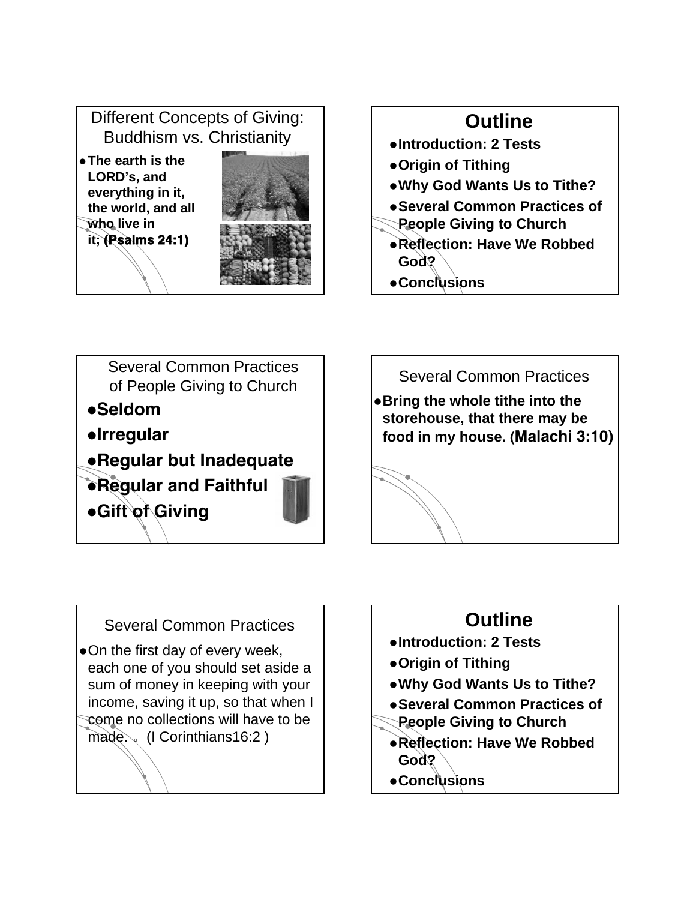## Different Concepts of Giving: Buddhism vs. Christianity

- **The earth is the LORD's, and everything in it, the world, and all who live in it; (Psalms 24:1)**

## Outline

- **Introduction: 2 Tests**
- **Origin of Tithing**
- **Why God Wants Us to Tithe?**
- **Several Common Practices of People Giving to Church**
- **Reflection: Have We Robbed God?**
- **Conclusions**

## Several Common Practices of People Giving to Church

- **Seldom**
- **Irregular**
- **Regular but Inadequate**
- **Regular and Faithful**
- **Gift of Giving**

## Several Common Practices

- **Bring the whole tithe into the storehouse, that there may be food in my house. (Malachi 3:10)**

## Several Common Practices

- On the first day of every week, each one of you should set aside a sum of money in keeping with your income, saving it up, so that when I come no collections will have to be made. 。(I Corinthians16:2 )

## Outline

- **Introduction: 2 Tests**
- **Origin of Tithing**
- **Why God Wants Us to Tithe?**
- **Several Common Practices of People Giving to Church**
- **Reflection: Have We Robbed God?**
- **Conclusions**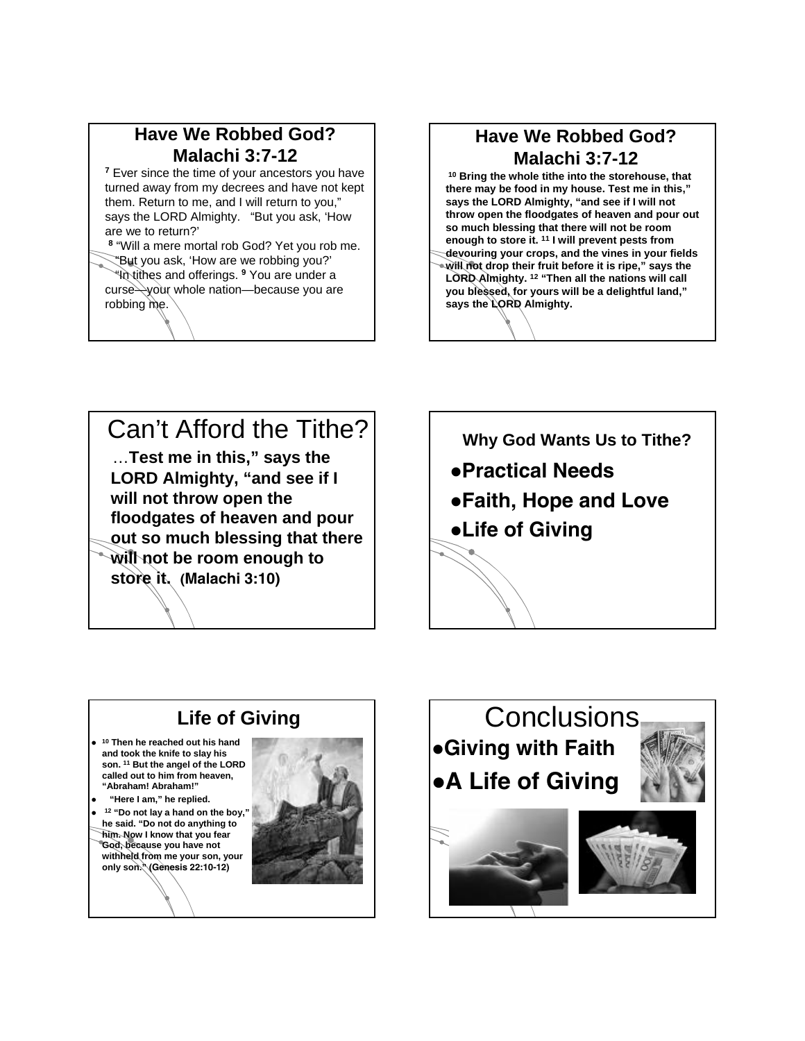## Have We Robbed God? Malachi 3:7-12

[7] Ever since the time of your ancestors you have turned away from my decrees and have not kept them. Return to me, and I will return to you," says the LORD Almighty. "But you ask, 'How are we to return?'

[8] "Will a mere mortal rob God? Yet you rob me. "But you ask, 'How are we robbing you?' "In tithes and offerings. [9] You are under a curse—your whole nation—because you are robbing me.

## Have We Robbed God? Malachi 3:7-12

**[10] Bring the whole tithe into the storehouse, that there may be food in my house. Test me in this," says the LORD Almighty, "and see if I will not throw open the floodgates of heaven and pour out so much blessing that there will not be room enough to store it. [11] I will prevent pests from devouring your crops, and the vines in your fields will not drop their fruit before it is ripe," says the LORD Almighty. [12] "Then all the nations will call you blessed, for yours will be a delightful land," says the LORD Almighty.**

## Can't Afford the Tithe?

…**Test me in this," says the LORD Almighty, "and see if I will not throw open the floodgates of heaven and pour out so much blessing that there will not be room enough to store it. (Malachi 3:10)**

## Why God Wants Us to Tithe?

- **Practical Needs**
- **Faith, Hope and Love**
- **Life of Giving**

## Life of Giving

- **[10] Then he reached out his hand and took the knife to slay his son. [11] But the angel of the LORD called out to him from heaven, "Abraham! Abraham!"**
- **"Here I am," he replied.**
- **[12] "Do not lay a hand on the boy," he said. "Do not do anything to him. Now I know that you fear God, because you have not withheld from me your son, your only son." (Genesis 22:10-12)**

## Conclusions

- **Giving with Faith**
- **A Life of Giving**